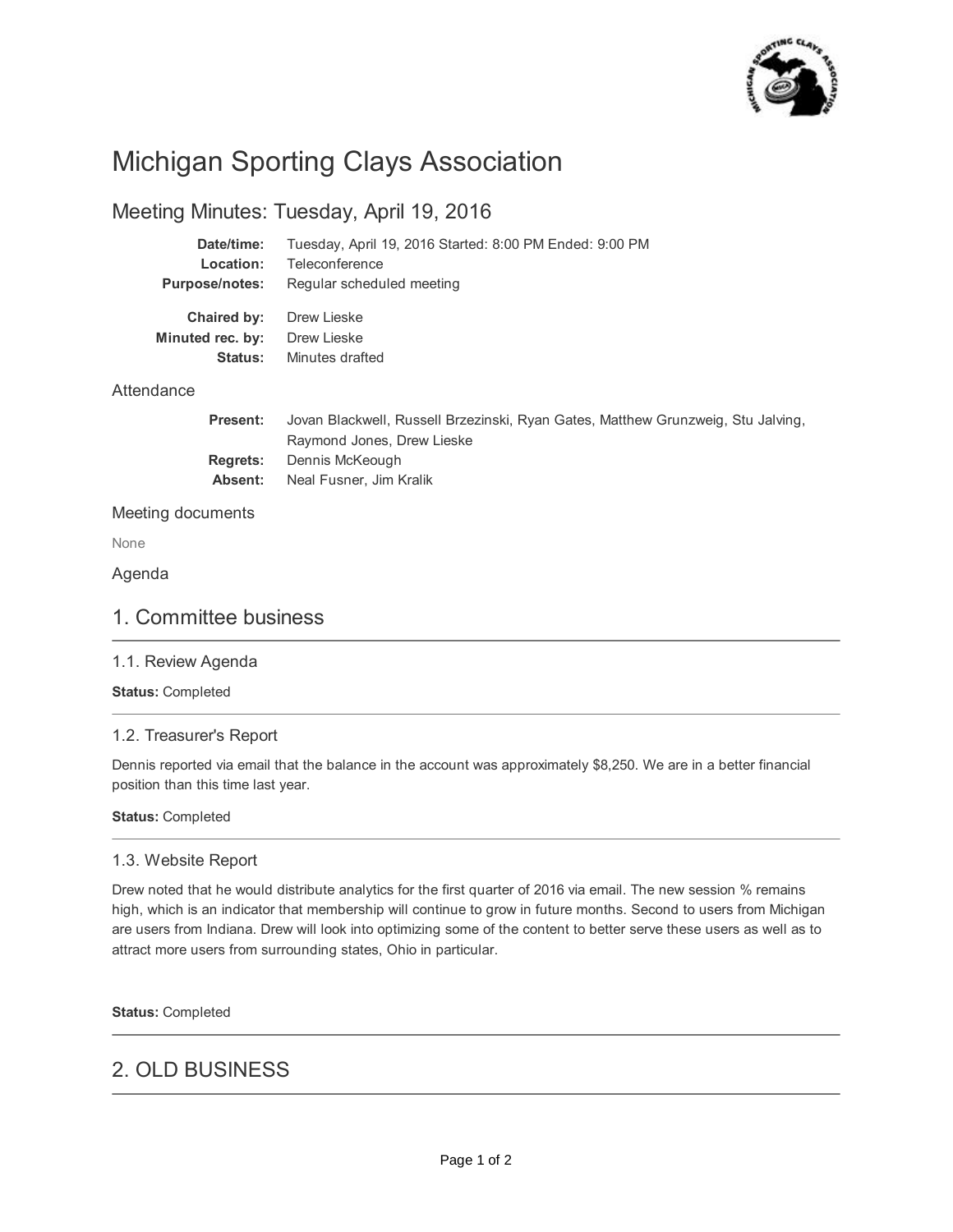# Michigan Sporting Clays Association

## Meeting Minutes: Tuesday, April 19, 2016

**Date/time:** Tuesday, April 19, 2016 Started: 8:00 PM Ended: 9:00 PM
**Location:** Teleconference
**Purpose/notes:** Regular scheduled meeting

**Chaired by:** Drew Lieske
**Minuted rec. by:** Drew Lieske
**Status:** Minutes drafted

### Attendance

**Present:** Jovan Blackwell, Russell Brzezinski, Ryan Gates, Matthew Grunzweig, Stu Jalving, Raymond Jones, Drew Lieske
**Regrets:** Dennis McKeough
**Absent:** Neal Fusner, Jim Kralik

### Meeting documents

None

### Agenda

## 1. Committee business

### 1.1. Review Agenda

**Status:** Completed

### 1.2. Treasurer's Report

Dennis reported via email that the balance in the account was approximately $8,250. We are in a better financial position than this time last year.

**Status:** Completed

### 1.3. Website Report

Drew noted that he would distribute analytics for the first quarter of 2016 via email. The new session % remains high, which is an indicator that membership will continue to grow in future months. Second to users from Michigan are users from Indiana. Drew will look into optimizing some of the content to better serve these users as well as to attract more users from surrounding states, Ohio in particular.

**Status:** Completed

## 2. OLD BUSINESS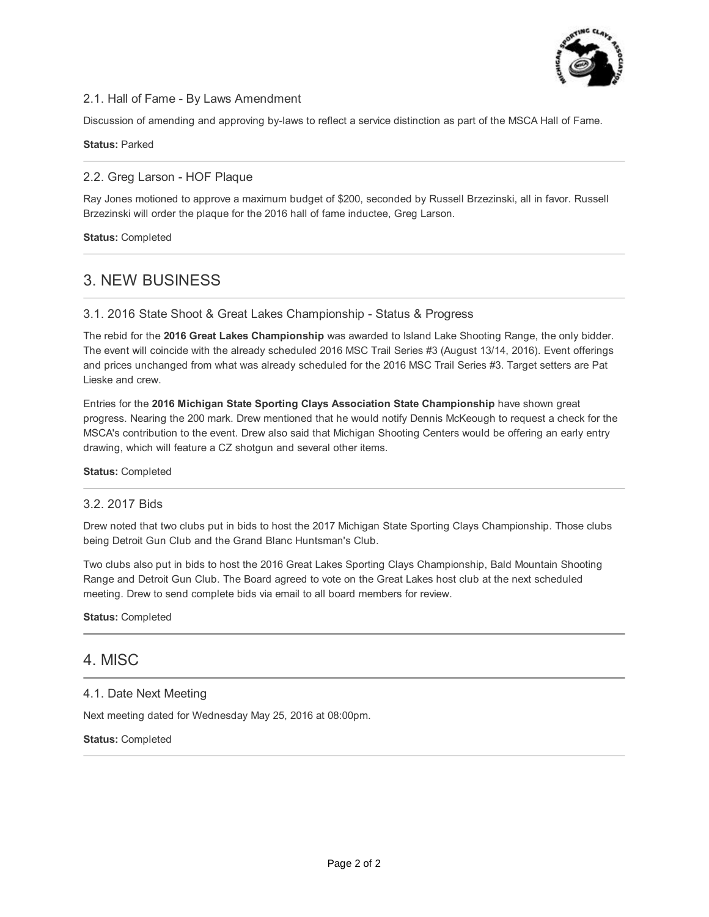### 2.1. Hall of Fame - By Laws Amendment

Discussion of amending and approving by-laws to reflect a service distinction as part of the MSCA Hall of Fame.

**Status:** Parked

---

### 2.2. Greg Larson - HOF Plaque

Ray Jones motioned to approve a maximum budget of $200, seconded by Russell Brzezinski, all in favor. Russell Brzezinski will order the plaque for the 2016 hall of fame inductee, Greg Larson.

**Status:** Completed

---

## 3. NEW BUSINESS

---

### 3.1. 2016 State Shoot & Great Lakes Championship - Status & Progress

The rebid for the **2016 Great Lakes Championship** was awarded to Island Lake Shooting Range, the only bidder. The event will coincide with the already scheduled 2016 MSC Trail Series #3 (August 13/14, 2016). Event offerings and prices unchanged from what was already scheduled for the 2016 MSC Trail Series #3. Target setters are Pat Lieske and crew.

Entries for the **2016 Michigan State Sporting Clays Association State Championship** have shown great progress. Nearing the 200 mark. Drew mentioned that he would notify Dennis McKeough to request a check for the MSCA's contribution to the event. Drew also said that Michigan Shooting Centers would be offering an early entry drawing, which will feature a CZ shotgun and several other items.

**Status:** Completed

---

### 3.2. 2017 Bids

Drew noted that two clubs put in bids to host the 2017 Michigan State Sporting Clays Championship. Those clubs being Detroit Gun Club and the Grand Blanc Huntsman's Club.

Two clubs also put in bids to host the 2016 Great Lakes Sporting Clays Championship, Bald Mountain Shooting Range and Detroit Gun Club. The Board agreed to vote on the Great Lakes host club at the next scheduled meeting. Drew to send complete bids via email to all board members for review.

**Status:** Completed

---

## 4. MISC

---

### 4.1. Date Next Meeting

Next meeting dated for Wednesday May 25, 2016 at 08:00pm.

**Status:** Completed

---